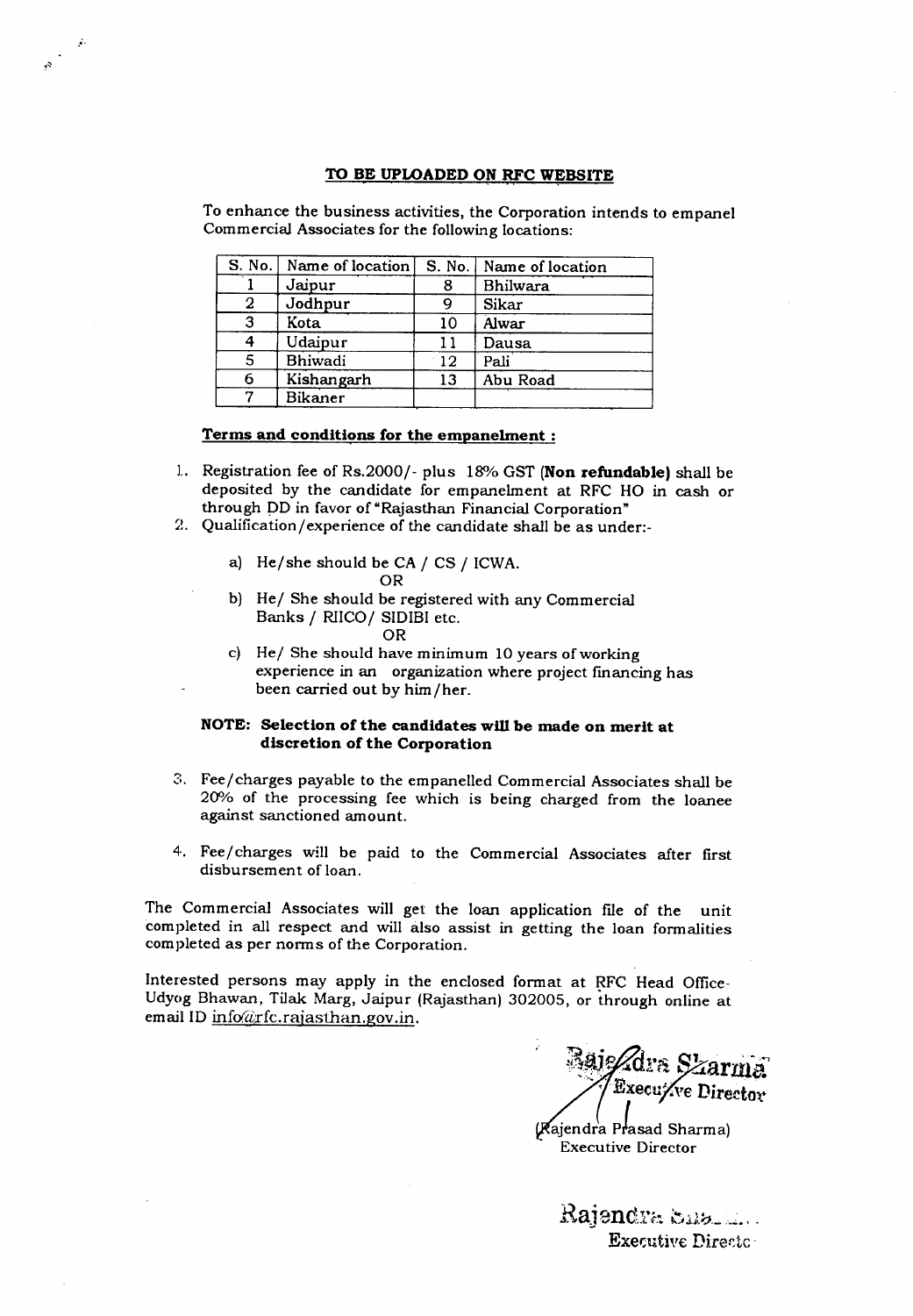## TO BE UPLOADED ON RFC WEBSITE

To enhance the business activities, the Corporation intends to empanel Commercial Associates for the following locations:

| S. No. | Name of location | S. No. | Name of location |
|---|---|---|---|
| 1 | Jaipur | 8 | Bhilwara |
| 2 | Jodhpur | 9 | Sikar |
| 3 | Kota | 10 | Alwar |
| 4 | Udaipur | 11 | Dausa |
| 5 | Bhiwadi | 12 | Pali |
| 6 | Kishangarh | 13 | Abu Road |
| 7 | Bikaner | | |

**Terms and conditions for the empanelment :**

1. Registration fee of Rs.2000/- plus 18% GST (**Non refundable**) shall be deposited by the candidate for empanelment at RFC HO in cash or through DD in favor of "Rajasthan Financial Corporation"
2. Qualification/experience of the candidate shall be as under:-

   a) He/she should be CA / CS / ICWA.

   OR

   b) He/ She should be registered with any Commercial Banks / RIICO/ SIDIBI etc.

   OR

   c) He/ She should have minimum 10 years of working experience in an organization where project financing has been carried out by him/her.

   **NOTE: Selection of the candidates will be made on merit at discretion of the Corporation**

3. Fee/charges payable to the empanelled Commercial Associates shall be 20% of the processing fee which is being charged from the loanee against sanctioned amount.
4. Fee/charges will be paid to the Commercial Associates after first disbursement of loan.

The Commercial Associates will get the loan application file of the unit completed in all respect and will also assist in getting the loan formalities completed as per norms of the Corporation.

Interested persons may apply in the enclosed format at RFC Head Office-Udyog Bhawan, Tilak Marg, Jaipur (Rajasthan) 302005, or through online at email ID info@rfc.rajasthan.gov.in.

Rajendra Sharma
Executive Director

(Rajendra Prasad Sharma)
Executive Director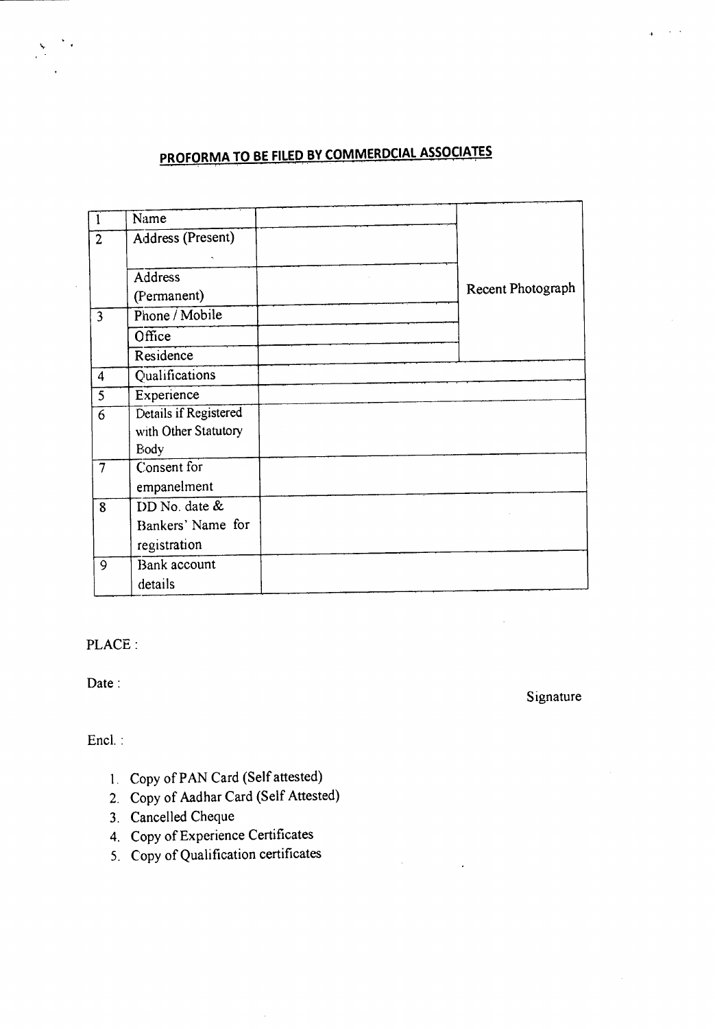# PROFORMA TO BE FILED BY COMMERDCIAL ASSOCIATES

| | | | |
|---|---|---|---|
| 1 | Name | | Recent Photograph |
| 2 | Address (Present) | | |
| | Address (Permanent) | | |
| 3 | Phone / Mobile | | |
| | Office | | |
| | Residence | | |
| 4 | Qualifications | | |
| 5 | Experience | | |
| 6 | Details if Registered with Other Statutory Body | | |
| 7 | Consent for empanelment | | |
| 8 | DD No. date & Bankers' Name for registration | | |
| 9 | Bank account details | | |

PLACE :

Date :

Signature

Encl. :

1. Copy of PAN Card (Self attested)
2. Copy of Aadhar Card (Self Attested)
3. Cancelled Cheque
4. Copy of Experience Certificates
5. Copy of Qualification certificates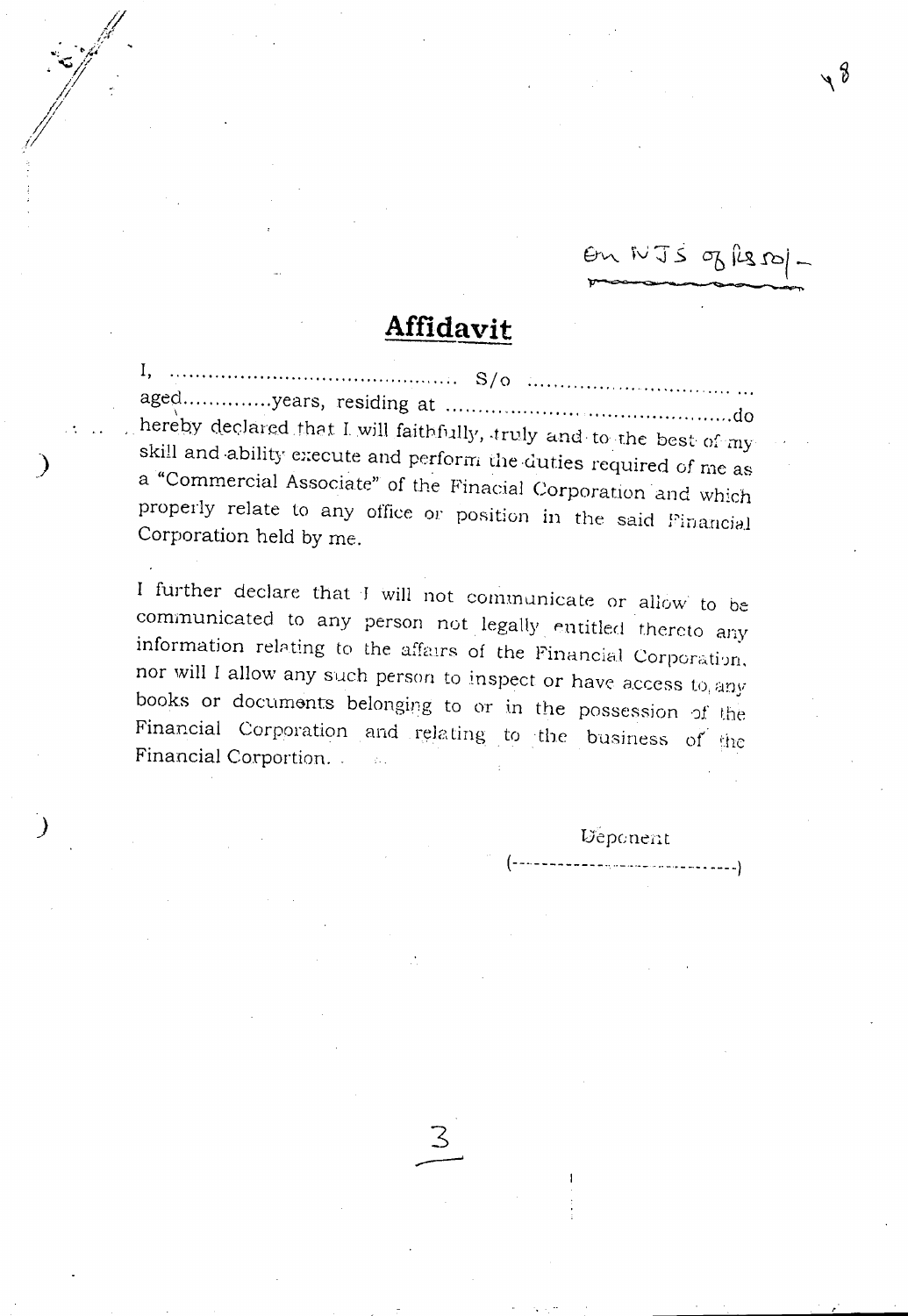On NJS of Rs 50/-

# Affidavit

I, ............................................ S/o ................................... aged.............years, residing at ...........................................do hereby declared that I will faithfully, truly and to the best of my skill and ability execute and perform the duties required of me as a "Commercial Associate" of the Finacial Corporation and which properly relate to any office or position in the said Financial Corporation held by me.

I further declare that I will not communicate or allow to be communicated to any person not legally entitled thereto any information relating to the affairs of the Financial Corporation, nor will I allow any such person to inspect or have access to any books or documents belonging to or in the possession of the Financial Corporation and relating to the business of the Financial Corportion.

Deponent

(--------------------------------)